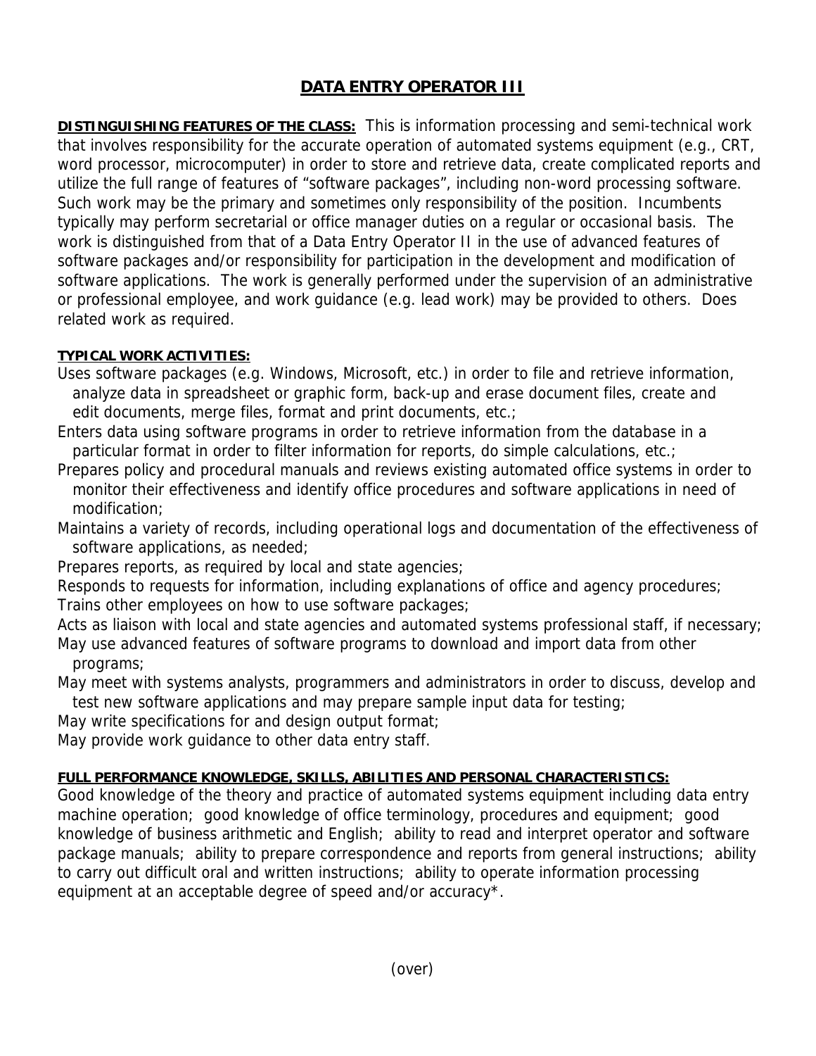# DATA ENTRY OPERATOR III

**DISTINGUISHING FEATURES OF THE CLASS:** This is information processing and semi-technical work that involves responsibility for the accurate operation of automated systems equipment (e.g., CRT, word processor, microcomputer) in order to store and retrieve data, create complicated reports and utilize the full range of features of "software packages", including non-word processing software. Such work may be the primary and sometimes only responsibility of the position. Incumbents typically may perform secretarial or office manager duties on a regular or occasional basis. The work is distinguished from that of a Data Entry Operator II in the use of advanced features of software packages and/or responsibility for participation in the development and modification of software applications. The work is generally performed under the supervision of an administrative or professional employee, and work guidance (e.g. lead work) may be provided to others. Does related work as required.

**TYPICAL WORK ACTIVITIES:**

Uses software packages (e.g. Windows, Microsoft, etc.) in order to file and retrieve information, analyze data in spreadsheet or graphic form, back-up and erase document files, create and edit documents, merge files, format and print documents, etc.;

Enters data using software programs in order to retrieve information from the database in a particular format in order to filter information for reports, do simple calculations, etc.;

Prepares policy and procedural manuals and reviews existing automated office systems in order to monitor their effectiveness and identify office procedures and software applications in need of modification;

Maintains a variety of records, including operational logs and documentation of the effectiveness of software applications, as needed;

Prepares reports, as required by local and state agencies;

Responds to requests for information, including explanations of office and agency procedures;

Trains other employees on how to use software packages;

Acts as liaison with local and state agencies and automated systems professional staff, if necessary;

May use advanced features of software programs to download and import data from other programs;

May meet with systems analysts, programmers and administrators in order to discuss, develop and test new software applications and may prepare sample input data for testing;

May write specifications for and design output format;

May provide work guidance to other data entry staff.

**FULL PERFORMANCE KNOWLEDGE, SKILLS, ABILITIES AND PERSONAL CHARACTERISTICS:**

Good knowledge of the theory and practice of automated systems equipment including data entry machine operation; good knowledge of office terminology, procedures and equipment; good knowledge of business arithmetic and English; ability to read and interpret operator and software package manuals; ability to prepare correspondence and reports from general instructions; ability to carry out difficult oral and written instructions; ability to operate information processing equipment at an acceptable degree of speed and/or accuracy*.

(over)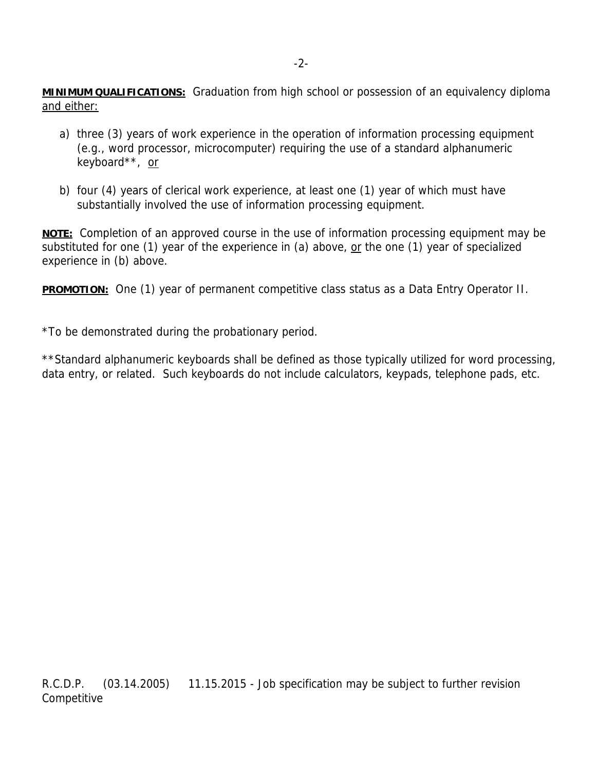**MINIMUM QUALIFICATIONS:** Graduation from high school or possession of an equivalency diploma and either:

a) three (3) years of work experience in the operation of information processing equipment (e.g., word processor, microcomputer) requiring the use of a standard alphanumeric keyboard**, or

b) four (4) years of clerical work experience, at least one (1) year of which must have substantially involved the use of information processing equipment.

**NOTE:** Completion of an approved course in the use of information processing equipment may be substituted for one (1) year of the experience in (a) above, or the one (1) year of specialized experience in (b) above.

**PROMOTION:** One (1) year of permanent competitive class status as a Data Entry Operator II.

*To be demonstrated during the probationary period.

**Standard alphanumeric keyboards shall be defined as those typically utilized for word processing, data entry, or related. Such keyboards do not include calculators, keypads, telephone pads, etc.

R.C.D.P. (03.14.2005) 11.15.2015 - Job specification may be subject to further revision
Competitive